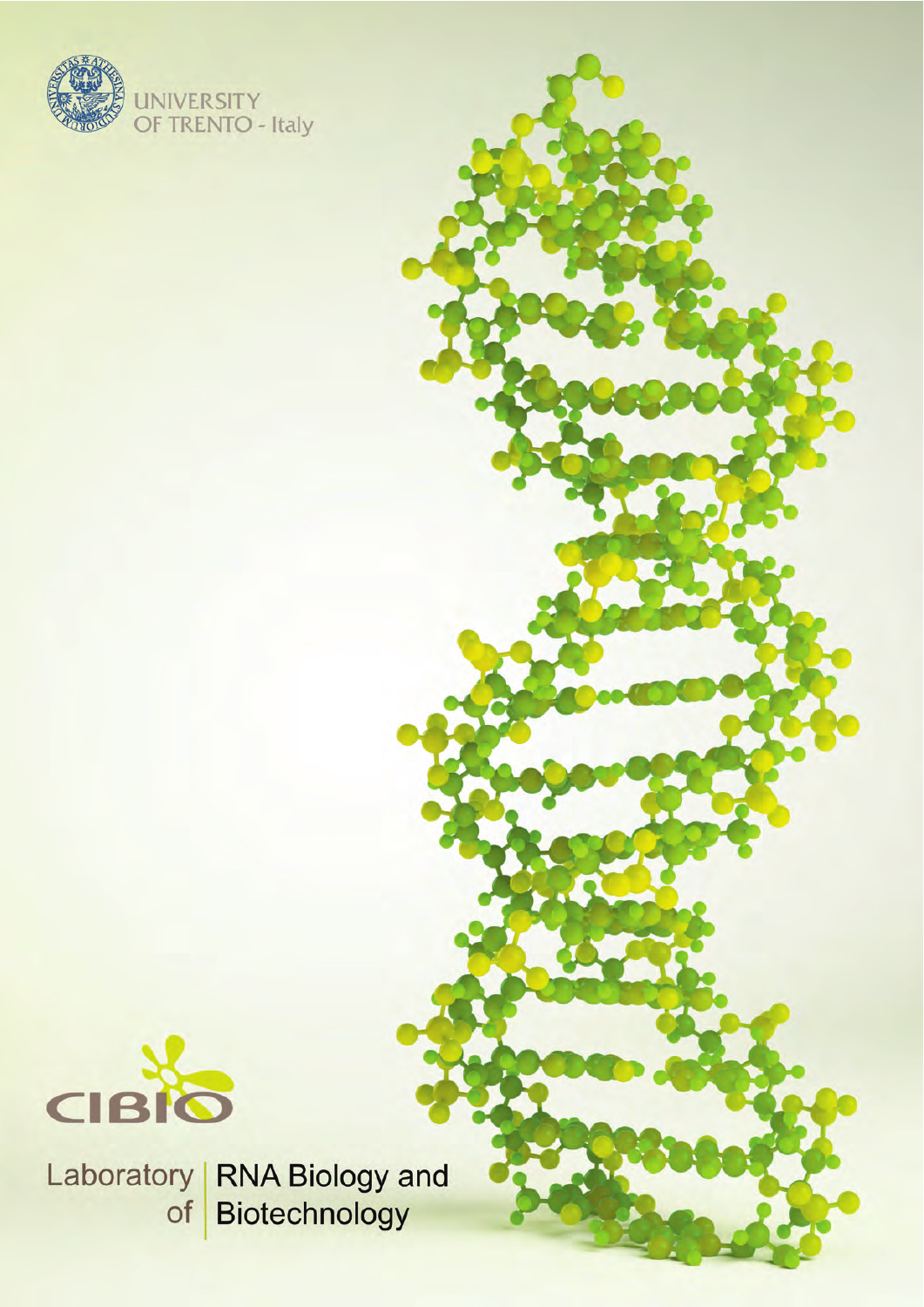UNIVERSITY OF TRENTO - Italy

CIBIO

Laboratory of RNA Biology and Biotechnology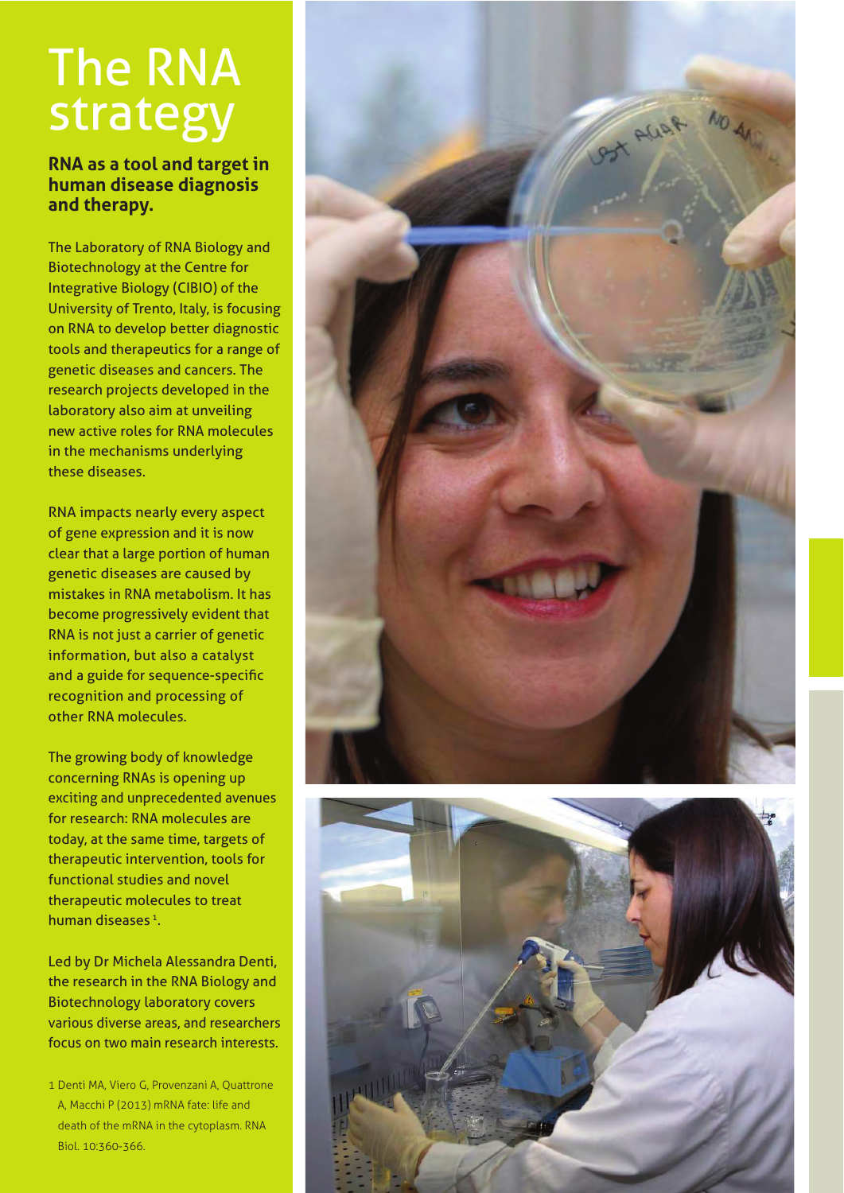# The RNA strategy

**RNA as a tool and target in human disease diagnosis and therapy.**

The Laboratory of RNA Biology and Biotechnology at the Centre for Integrative Biology (CIBIO) of the University of Trento, Italy, is focusing on RNA to develop better diagnostic tools and therapeutics for a range of genetic diseases and cancers. The research projects developed in the laboratory also aim at unveiling new active roles for RNA molecules in the mechanisms underlying these diseases.

RNA impacts nearly every aspect of gene expression and it is now clear that a large portion of human genetic diseases are caused by mistakes in RNA metabolism. It has become progressively evident that RNA is not just a carrier of genetic information, but also a catalyst and a guide for sequence-specific recognition and processing of other RNA molecules.

The growing body of knowledge concerning RNAs is opening up exciting and unprecedented avenues for research: RNA molecules are today, at the same time, targets of therapeutic intervention, tools for functional studies and novel therapeutic molecules to treat human diseases [1].

Led by Dr Michela Alessandra Denti, the research in the RNA Biology and Biotechnology laboratory covers various diverse areas, and researchers focus on two main research interests.

1 Denti MA, Viero G, Provenzani A, Quattrone A, Macchi P (2013) mRNA fate: life and death of the mRNA in the cytoplasm. RNA Biol. 10:360-366.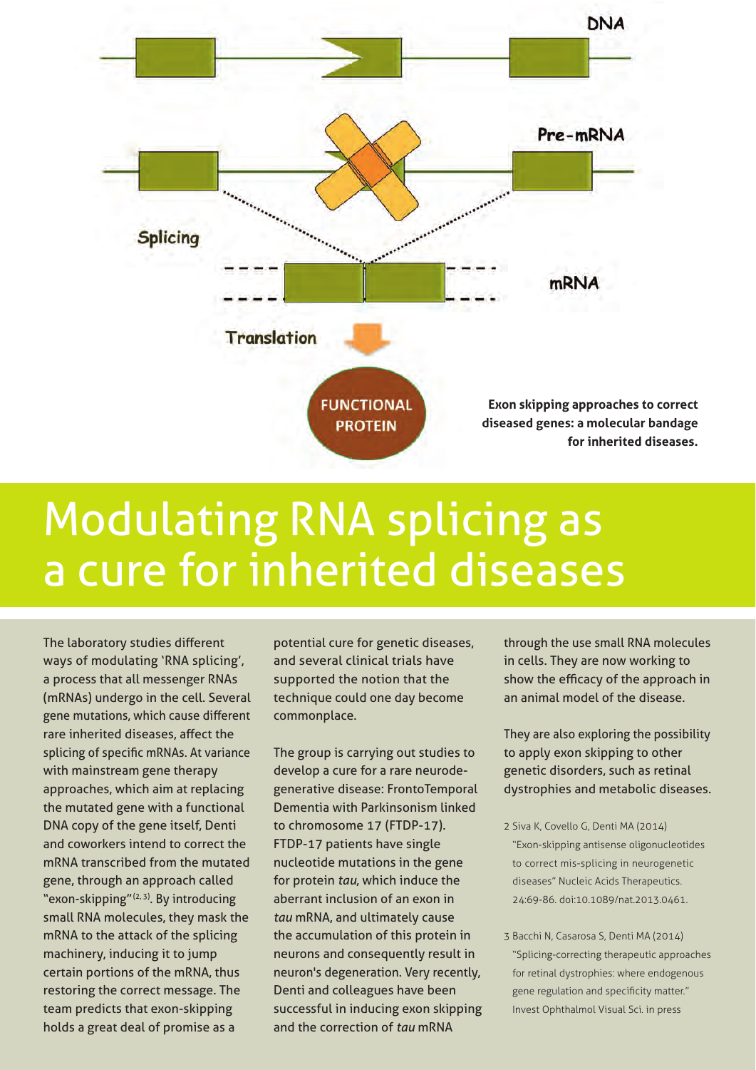Exon skipping approaches to correct diseased genes: a molecular bandage for inherited diseases.

# Modulating RNA splicing as a cure for inherited diseases

The laboratory studies different ways of modulating 'RNA splicing', a process that all messenger RNAs (mRNAs) undergo in the cell. Several gene mutations, which cause different rare inherited diseases, affect the splicing of specific mRNAs. At variance with mainstream gene therapy approaches, which aim at replacing the mutated gene with a functional DNA copy of the gene itself, Denti and coworkers intend to correct the mRNA transcribed from the mutated gene, through an approach called "exon-skipping"[2, 3]. By introducing small RNA molecules, they mask the mRNA to the attack of the splicing machinery, inducing it to jump certain portions of the mRNA, thus restoring the correct message. The team predicts that exon-skipping holds a great deal of promise as a potential cure for genetic diseases, and several clinical trials have supported the notion that the technique could one day become commonplace.

The group is carrying out studies to develop a cure for a rare neurodegenerative disease: FrontoTemporal Dementia with Parkinsonism linked to chromosome 17 (FTDP-17). FTDP-17 patients have single nucleotide mutations in the gene for protein *tau*, which induce the aberrant inclusion of an exon in *tau* mRNA, and ultimately cause the accumulation of this protein in neurons and consequently result in neuron's degeneration. Very recently, Denti and colleagues have been successful in inducing exon skipping and the correction of *tau* mRNA through the use small RNA molecules in cells. They are now working to show the efficacy of the approach in an animal model of the disease.

They are also exploring the possibility to apply exon skipping to other genetic disorders, such as retinal dystrophies and metabolic diseases.

2 Siva K, Covello G, Denti MA (2014) "Exon-skipping antisense oligonucleotides to correct mis-splicing in neurogenetic diseases" Nucleic Acids Therapeutics. 24:69-86. doi:10.1089/nat.2013.0461.

3 Bacchi N, Casarosa S, Denti MA (2014) "Splicing-correcting therapeutic approaches for retinal dystrophies: where endogenous gene regulation and specificity matter." Invest Ophthalmol Visual Sci. in press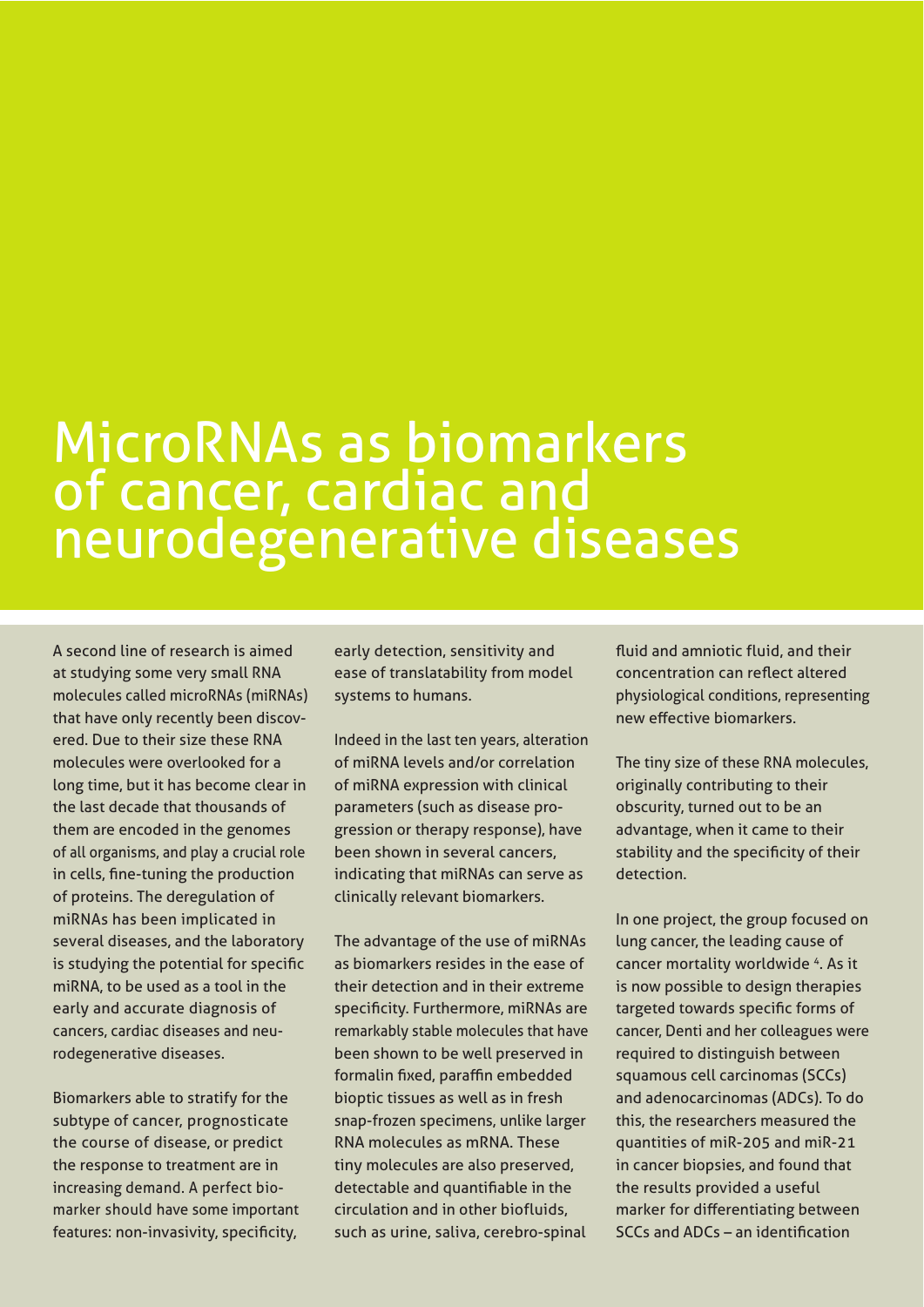# MicroRNAs as biomarkers of cancer, cardiac and neurodegenerative diseases

A second line of research is aimed at studying some very small RNA molecules called microRNAs (miRNAs) that have only recently been discovered. Due to their size these RNA molecules were overlooked for a long time, but it has become clear in the last decade that thousands of them are encoded in the genomes of all organisms, and play a crucial role in cells, fine-tuning the production of proteins. The deregulation of miRNAs has been implicated in several diseases, and the laboratory is studying the potential for specific miRNA, to be used as a tool in the early and accurate diagnosis of cancers, cardiac diseases and neurodegenerative diseases.

Biomarkers able to stratify for the subtype of cancer, prognosticate the course of disease, or predict the response to treatment are in increasing demand. A perfect biomarker should have some important features: non-invasivity, specificity, early detection, sensitivity and ease of translatability from model systems to humans.

Indeed in the last ten years, alteration of miRNA levels and/or correlation of miRNA expression with clinical parameters (such as disease progression or therapy response), have been shown in several cancers, indicating that miRNAs can serve as clinically relevant biomarkers.

The advantage of the use of miRNAs as biomarkers resides in the ease of their detection and in their extreme specificity. Furthermore, miRNAs are remarkably stable molecules that have been shown to be well preserved in formalin fixed, paraffin embedded bioptic tissues as well as in fresh snap-frozen specimens, unlike larger RNA molecules as mRNA. These tiny molecules are also preserved, detectable and quantifiable in the circulation and in other biofluids, such as urine, saliva, cerebro-spinal fluid and amniotic fluid, and their concentration can reflect altered physiological conditions, representing new effective biomarkers.

The tiny size of these RNA molecules, originally contributing to their obscurity, turned out to be an advantage, when it came to their stability and the specificity of their detection.

In one project, the group focused on lung cancer, the leading cause of cancer mortality worldwide [4]. As it is now possible to design therapies targeted towards specific forms of cancer, Denti and her colleagues were required to distinguish between squamous cell carcinomas (SCCs) and adenocarcinomas (ADCs). To do this, the researchers measured the quantities of miR-205 and miR-21 in cancer biopsies, and found that the results provided a useful marker for differentiating between SCCs and ADCs – an identification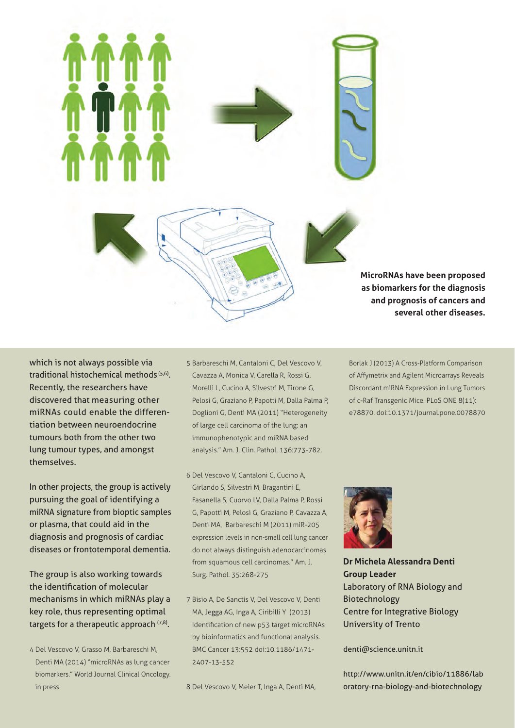**MicroRNAs have been proposed as biomarkers for the diagnosis and prognosis of cancers and several other diseases.**

which is not always possible via traditional histochemical methods [5,6]. Recently, the researchers have discovered that measuring other miRNAs could enable the differentiation between neuroendocrine tumours both from the other two lung tumour types, and amongst themselves.

In other projects, the group is actively pursuing the goal of identifying a miRNA signature from bioptic samples or plasma, that could aid in the diagnosis and prognosis of cardiac diseases or frontotemporal dementia.

The group is also working towards the identification of molecular mechanisms in which miRNAs play a key role, thus representing optimal targets for a therapeutic approach [7,8].

4 Del Vescovo V, Grasso M, Barbareschi M, Denti MA (2014) "microRNAs as lung cancer biomarkers." World Journal Clinical Oncology. in press

5 Barbareschi M, Cantaloni C, Del Vescovo V, Cavazza A, Monica V, Carella R, Rossi G, Morelli L, Cucino A, Silvestri M, Tirone G, Pelosi G, Graziano P, Papotti M, Dalla Palma P, Doglioni G, Denti MA (2011) "Heterogeneity of large cell carcinoma of the lung: an immunophenotypic and miRNA based analysis." Am. J. Clin. Pathol. 136:773-782.

6 Del Vescovo V, Cantaloni C, Cucino A, Girlando S, Silvestri M, Bragantini E, Fasanella S, Cuorvo LV, Dalla Palma P, Rossi G, Papotti M, Pelosi G, Graziano P, Cavazza A, Denti MA, Barbareschi M (2011) miR-205 expression levels in non-small cell lung cancer do not always distinguish adenocarcinomas from squamous cell carcinomas." Am. J. Surg. Pathol. 35:268-275

7 Bisio A, De Sanctis V, Del Vescovo V, Denti MA, Jegga AG, Inga A, Ciribilli Y (2013) Identification of new p53 target microRNAs by bioinformatics and functional analysis. BMC Cancer 13:552 doi:10.1186/1471-2407-13-552

8 Del Vescovo V, Meier T, Inga A, Denti MA, Borlak J (2013) A Cross-Platform Comparison of Affymetrix and Agilent Microarrays Reveals Discordant miRNA Expression in Lung Tumors of c-Raf Transgenic Mice. PLoS ONE 8(11): e78870. doi:10.1371/journal.pone.0078870

**Dr Michela Alessandra Denti**
**Group Leader**
Laboratory of RNA Biology and Biotechnology
Centre for Integrative Biology
University of Trento

denti@science.unitn.it

http://www.unitn.it/en/cibio/11886/laboratory-rna-biology-and-biotechnology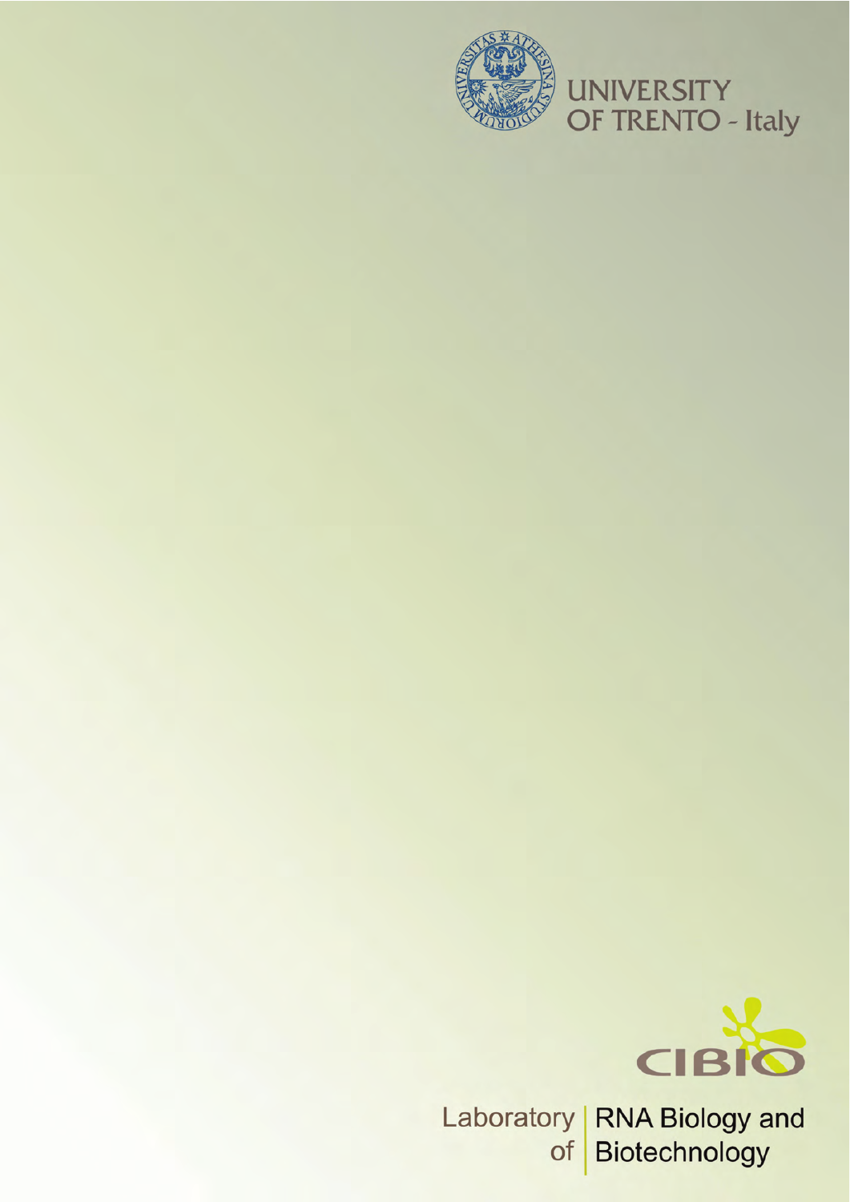UNIVERSITY
OF TRENTO - Italy

CIBIO

Laboratory of | RNA Biology and Biotechnology